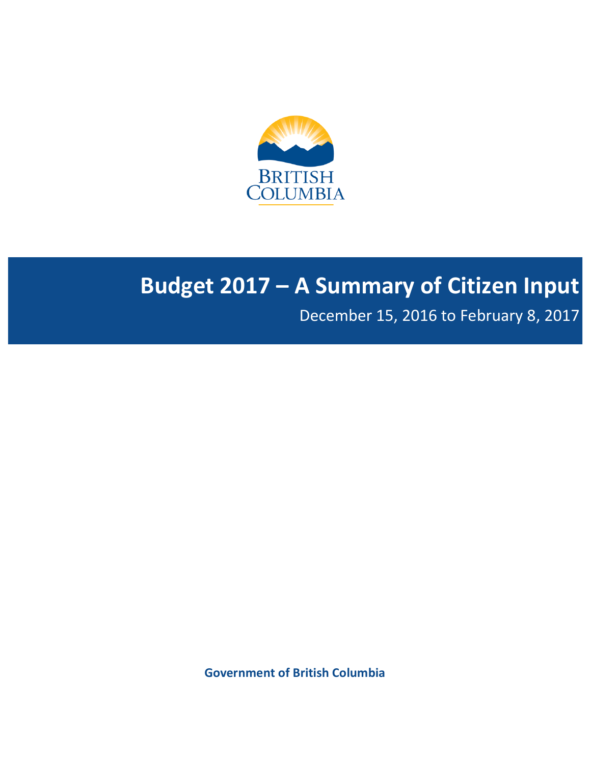BRITISH COLUMBIA

# Budget 2017 – A Summary of Citizen Input

December 15, 2016 to February 8, 2017

**Government of British Columbia**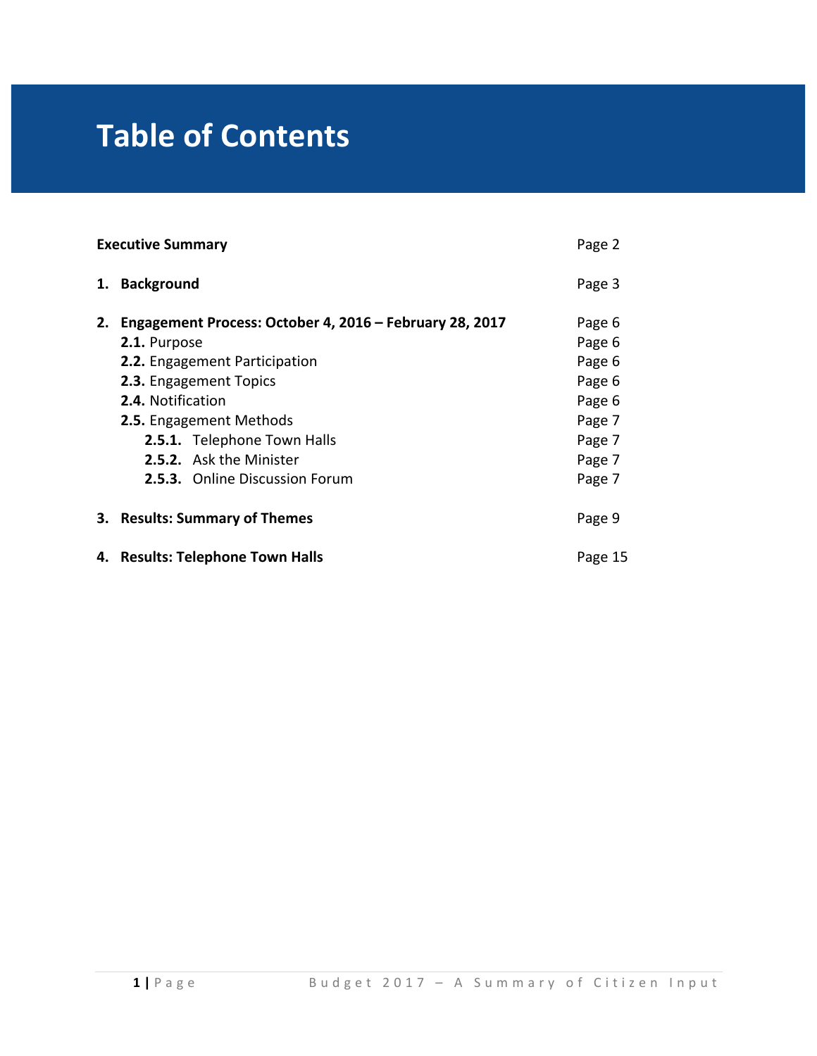# Table of Contents

| | |
|---|---|
| **Executive Summary** | Page 2 |
| **1. Background** | Page 3 |
| **2. Engagement Process: October 4, 2016 – February 28, 2017** | Page 6 |
| **2.1.** Purpose | Page 6 |
| **2.2.** Engagement Participation | Page 6 |
| **2.3.** Engagement Topics | Page 6 |
| **2.4.** Notification | Page 6 |
| **2.5.** Engagement Methods | Page 7 |
| **2.5.1.** Telephone Town Halls | Page 7 |
| **2.5.2.** Ask the Minister | Page 7 |
| **2.5.3.** Online Discussion Forum | Page 7 |
| **3. Results: Summary of Themes** | Page 9 |
| **4. Results: Telephone Town Halls** | Page 15 |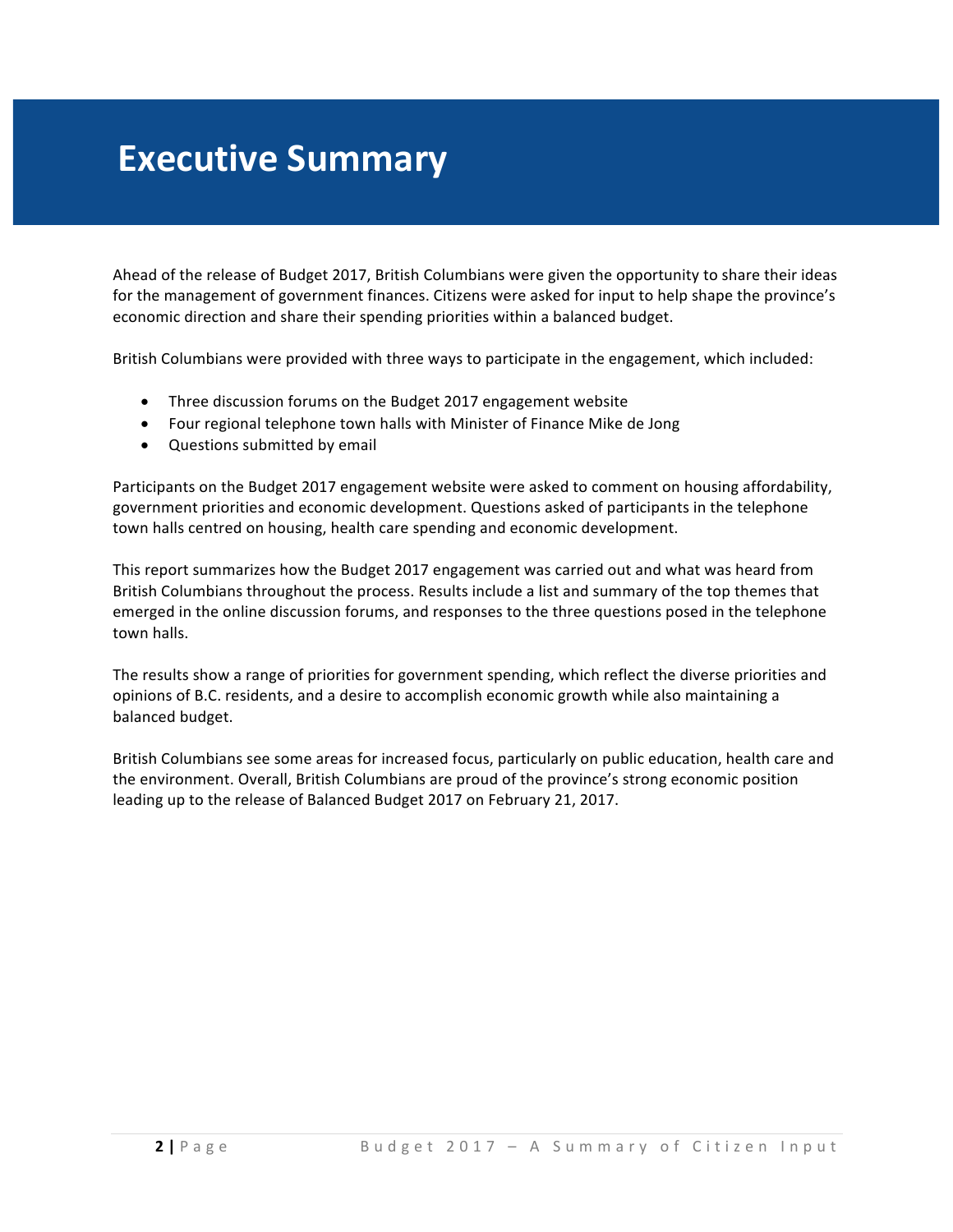# Executive Summary

Ahead of the release of Budget 2017, British Columbians were given the opportunity to share their ideas for the management of government finances. Citizens were asked for input to help shape the province's economic direction and share their spending priorities within a balanced budget.

British Columbians were provided with three ways to participate in the engagement, which included:

- Three discussion forums on the Budget 2017 engagement website
- Four regional telephone town halls with Minister of Finance Mike de Jong
- Questions submitted by email

Participants on the Budget 2017 engagement website were asked to comment on housing affordability, government priorities and economic development. Questions asked of participants in the telephone town halls centred on housing, health care spending and economic development.

This report summarizes how the Budget 2017 engagement was carried out and what was heard from British Columbians throughout the process. Results include a list and summary of the top themes that emerged in the online discussion forums, and responses to the three questions posed in the telephone town halls.

The results show a range of priorities for government spending, which reflect the diverse priorities and opinions of B.C. residents, and a desire to accomplish economic growth while also maintaining a balanced budget.

British Columbians see some areas for increased focus, particularly on public education, health care and the environment. Overall, British Columbians are proud of the province's strong economic position leading up to the release of Balanced Budget 2017 on February 21, 2017.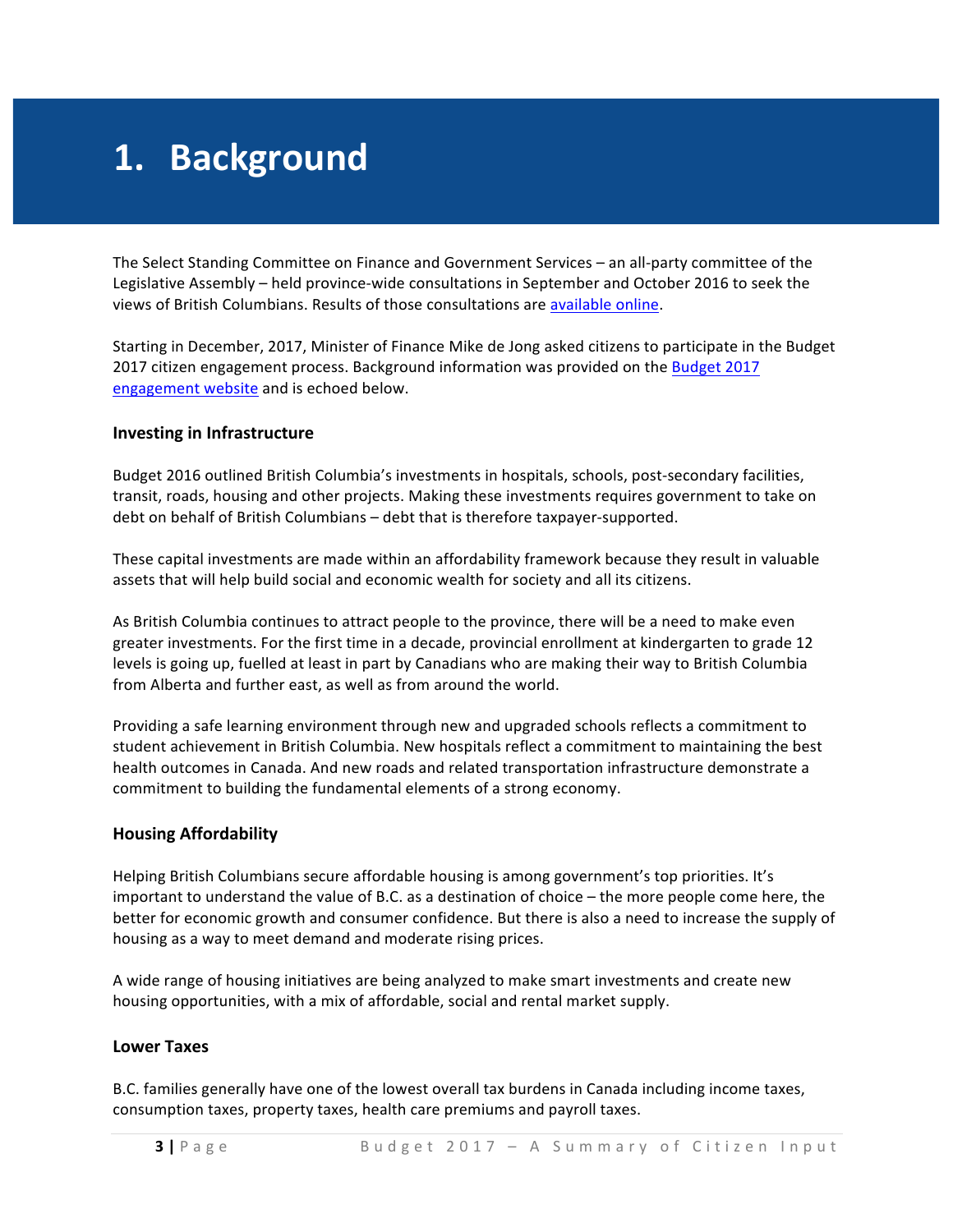# 1. Background

The Select Standing Committee on Finance and Government Services – an all-party committee of the Legislative Assembly – held province-wide consultations in September and October 2016 to seek the views of British Columbians. Results of those consultations are available online.

Starting in December, 2017, Minister of Finance Mike de Jong asked citizens to participate in the Budget 2017 citizen engagement process. Background information was provided on the Budget 2017 engagement website and is echoed below.

### Investing in Infrastructure

Budget 2016 outlined British Columbia's investments in hospitals, schools, post-secondary facilities, transit, roads, housing and other projects. Making these investments requires government to take on debt on behalf of British Columbians – debt that is therefore taxpayer-supported.

These capital investments are made within an affordability framework because they result in valuable assets that will help build social and economic wealth for society and all its citizens.

As British Columbia continues to attract people to the province, there will be a need to make even greater investments. For the first time in a decade, provincial enrollment at kindergarten to grade 12 levels is going up, fuelled at least in part by Canadians who are making their way to British Columbia from Alberta and further east, as well as from around the world.

Providing a safe learning environment through new and upgraded schools reflects a commitment to student achievement in British Columbia. New hospitals reflect a commitment to maintaining the best health outcomes in Canada. And new roads and related transportation infrastructure demonstrate a commitment to building the fundamental elements of a strong economy.

### Housing Affordability

Helping British Columbians secure affordable housing is among government's top priorities. It's important to understand the value of B.C. as a destination of choice – the more people come here, the better for economic growth and consumer confidence. But there is also a need to increase the supply of housing as a way to meet demand and moderate rising prices.

A wide range of housing initiatives are being analyzed to make smart investments and create new housing opportunities, with a mix of affordable, social and rental market supply.

### Lower Taxes

B.C. families generally have one of the lowest overall tax burdens in Canada including income taxes, consumption taxes, property taxes, health care premiums and payroll taxes.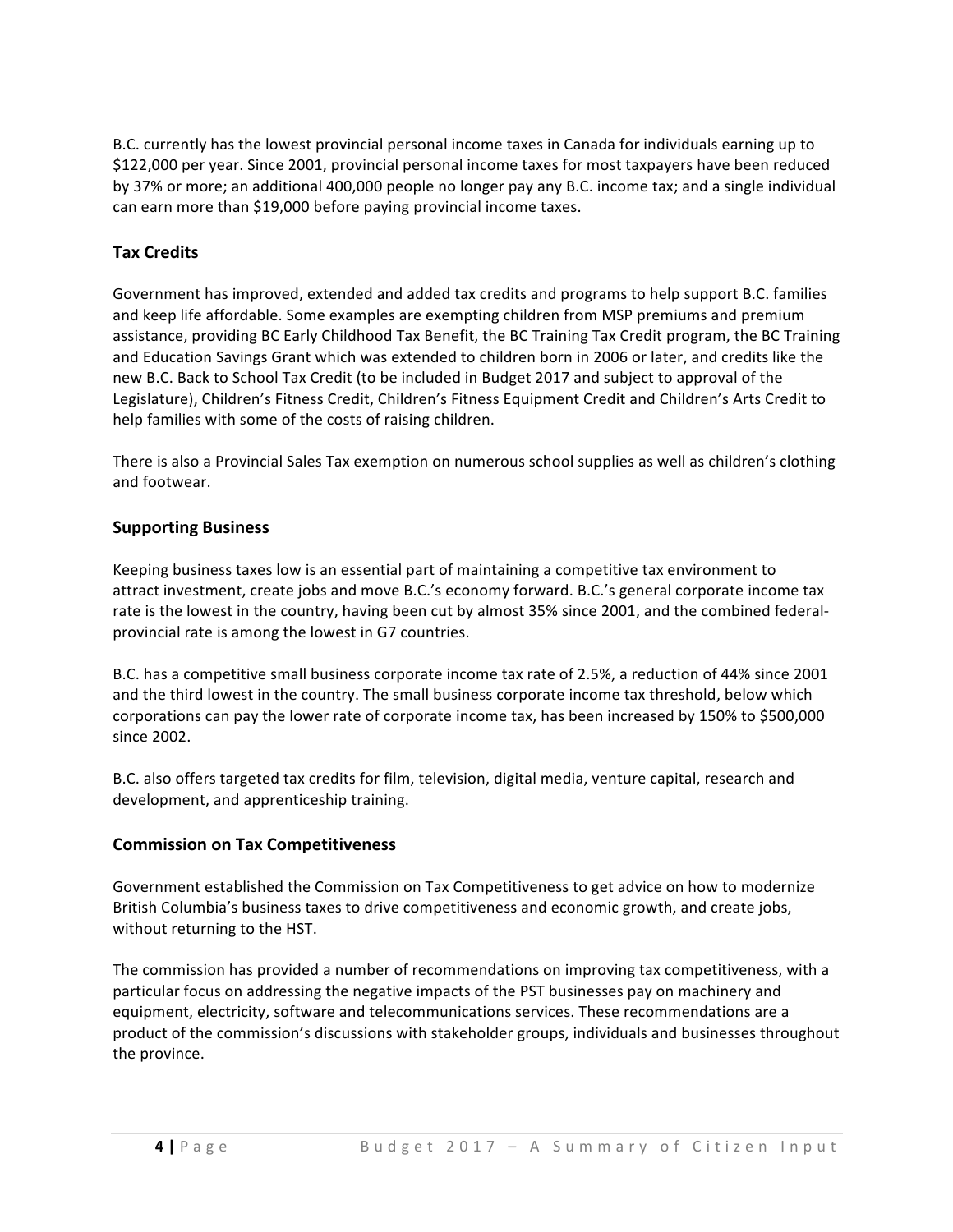B.C. currently has the lowest provincial personal income taxes in Canada for individuals earning up to $122,000 per year. Since 2001, provincial personal income taxes for most taxpayers have been reduced by 37% or more; an additional 400,000 people no longer pay any B.C. income tax; and a single individual can earn more than $19,000 before paying provincial income taxes.

## Tax Credits

Government has improved, extended and added tax credits and programs to help support B.C. families and keep life affordable. Some examples are exempting children from MSP premiums and premium assistance, providing BC Early Childhood Tax Benefit, the BC Training Tax Credit program, the BC Training and Education Savings Grant which was extended to children born in 2006 or later, and credits like the new B.C. Back to School Tax Credit (to be included in Budget 2017 and subject to approval of the Legislature), Children's Fitness Credit, Children's Fitness Equipment Credit and Children's Arts Credit to help families with some of the costs of raising children.

There is also a Provincial Sales Tax exemption on numerous school supplies as well as children's clothing and footwear.

## Supporting Business

Keeping business taxes low is an essential part of maintaining a competitive tax environment to attract investment, create jobs and move B.C.'s economy forward. B.C.'s general corporate income tax rate is the lowest in the country, having been cut by almost 35% since 2001, and the combined federal-provincial rate is among the lowest in G7 countries.

B.C. has a competitive small business corporate income tax rate of 2.5%, a reduction of 44% since 2001 and the third lowest in the country. The small business corporate income tax threshold, below which corporations can pay the lower rate of corporate income tax, has been increased by 150% to $500,000 since 2002.

B.C. also offers targeted tax credits for film, television, digital media, venture capital, research and development, and apprenticeship training.

## Commission on Tax Competitiveness

Government established the Commission on Tax Competitiveness to get advice on how to modernize British Columbia's business taxes to drive competitiveness and economic growth, and create jobs, without returning to the HST.

The commission has provided a number of recommendations on improving tax competitiveness, with a particular focus on addressing the negative impacts of the PST businesses pay on machinery and equipment, electricity, software and telecommunications services. These recommendations are a product of the commission's discussions with stakeholder groups, individuals and businesses throughout the province.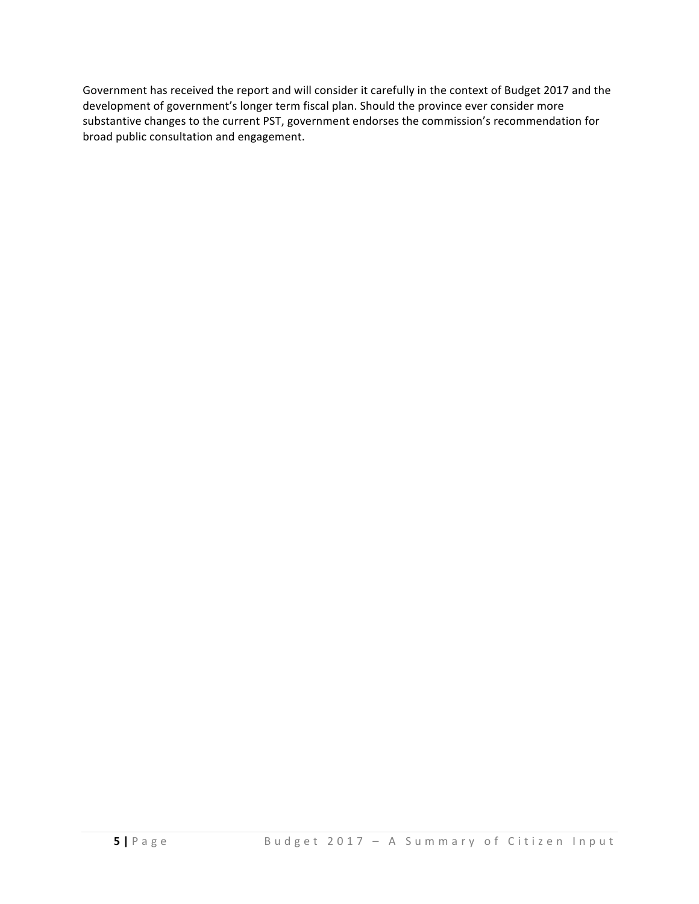Government has received the report and will consider it carefully in the context of Budget 2017 and the development of government's longer term fiscal plan. Should the province ever consider more substantive changes to the current PST, government endorses the commission's recommendation for broad public consultation and engagement.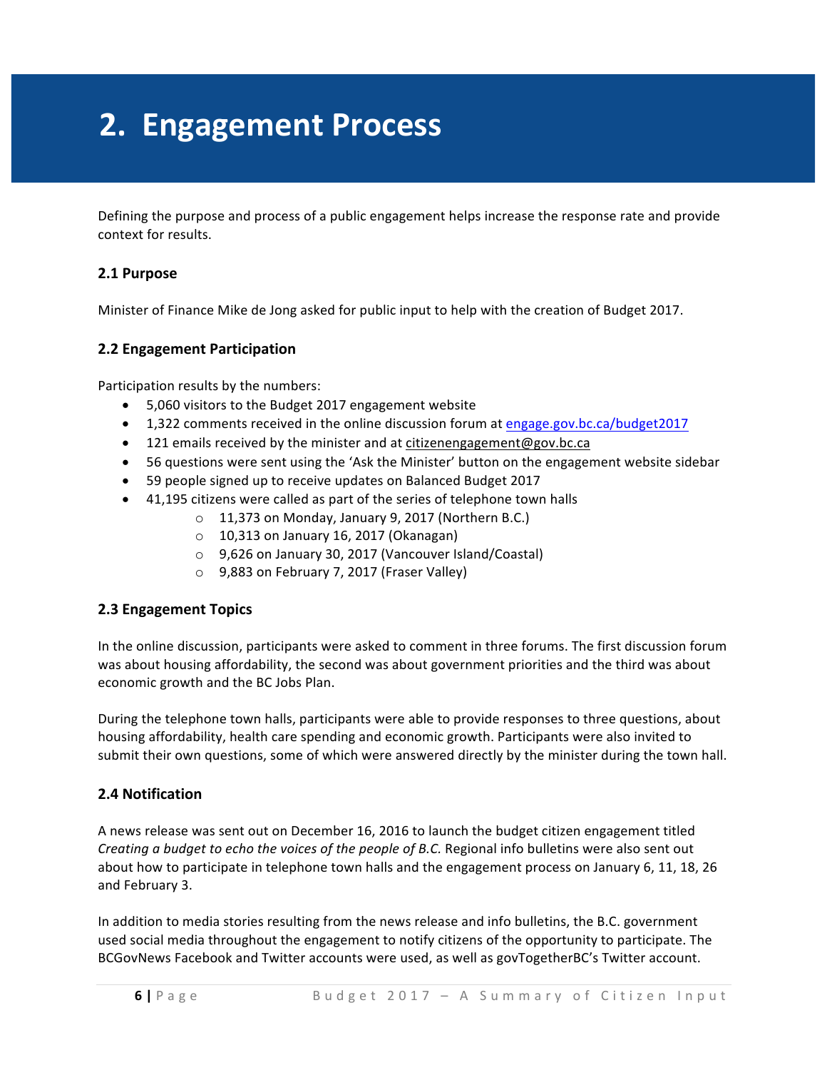# 2. Engagement Process

Defining the purpose and process of a public engagement helps increase the response rate and provide context for results.

## 2.1 Purpose

Minister of Finance Mike de Jong asked for public input to help with the creation of Budget 2017.

## 2.2 Engagement Participation

Participation results by the numbers:

- 5,060 visitors to the Budget 2017 engagement website
- 1,322 comments received in the online discussion forum at engage.gov.bc.ca/budget2017
- 121 emails received by the minister and at citizenengagement@gov.bc.ca
- 56 questions were sent using the 'Ask the Minister' button on the engagement website sidebar
- 59 people signed up to receive updates on Balanced Budget 2017
- 41,195 citizens were called as part of the series of telephone town halls
  - 11,373 on Monday, January 9, 2017 (Northern B.C.)
  - 10,313 on January 16, 2017 (Okanagan)
  - 9,626 on January 30, 2017 (Vancouver Island/Coastal)
  - 9,883 on February 7, 2017 (Fraser Valley)

## 2.3 Engagement Topics

In the online discussion, participants were asked to comment in three forums. The first discussion forum was about housing affordability, the second was about government priorities and the third was about economic growth and the BC Jobs Plan.

During the telephone town halls, participants were able to provide responses to three questions, about housing affordability, health care spending and economic growth. Participants were also invited to submit their own questions, some of which were answered directly by the minister during the town hall.

## 2.4 Notification

A news release was sent out on December 16, 2016 to launch the budget citizen engagement titled *Creating a budget to echo the voices of the people of B.C.* Regional info bulletins were also sent out about how to participate in telephone town halls and the engagement process on January 6, 11, 18, 26 and February 3.

In addition to media stories resulting from the news release and info bulletins, the B.C. government used social media throughout the engagement to notify citizens of the opportunity to participate. The BCGovNews Facebook and Twitter accounts were used, as well as govTogetherBC's Twitter account.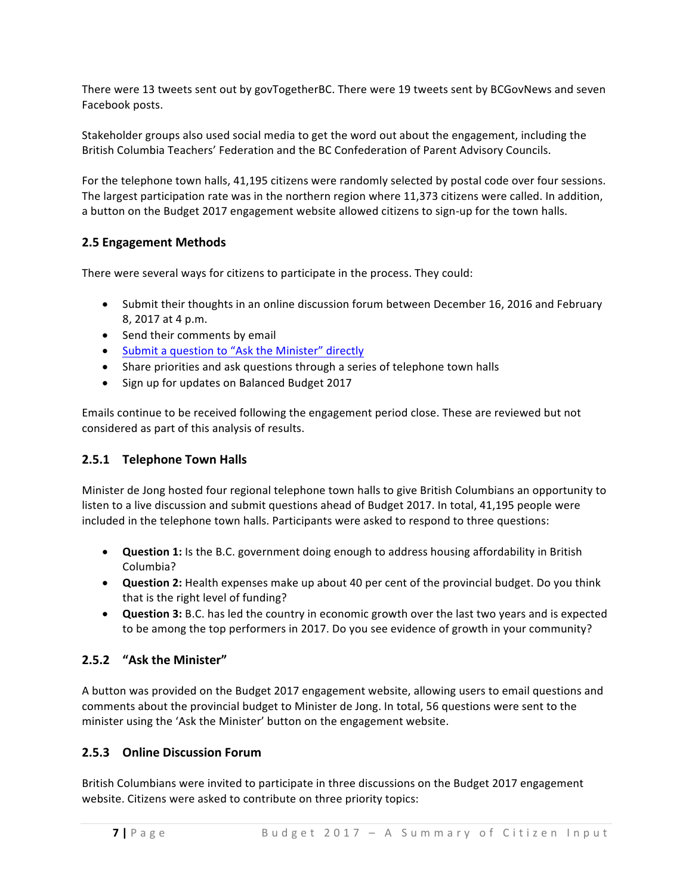There were 13 tweets sent out by govTogetherBC. There were 19 tweets sent by BCGovNews and seven Facebook posts.

Stakeholder groups also used social media to get the word out about the engagement, including the British Columbia Teachers' Federation and the BC Confederation of Parent Advisory Councils.

For the telephone town halls, 41,195 citizens were randomly selected by postal code over four sessions. The largest participation rate was in the northern region where 11,373 citizens were called. In addition, a button on the Budget 2017 engagement website allowed citizens to sign-up for the town halls.

## 2.5 Engagement Methods

There were several ways for citizens to participate in the process. They could:

- Submit their thoughts in an online discussion forum between December 16, 2016 and February 8, 2017 at 4 p.m.
- Send their comments by email
- Submit a question to "Ask the Minister" directly
- Share priorities and ask questions through a series of telephone town halls
- Sign up for updates on Balanced Budget 2017

Emails continue to be received following the engagement period close. These are reviewed but not considered as part of this analysis of results.

### 2.5.1 Telephone Town Halls

Minister de Jong hosted four regional telephone town halls to give British Columbians an opportunity to listen to a live discussion and submit questions ahead of Budget 2017. In total, 41,195 people were included in the telephone town halls. Participants were asked to respond to three questions:

- **Question 1:** Is the B.C. government doing enough to address housing affordability in British Columbia?
- **Question 2:** Health expenses make up about 40 per cent of the provincial budget. Do you think that is the right level of funding?
- **Question 3:** B.C. has led the country in economic growth over the last two years and is expected to be among the top performers in 2017. Do you see evidence of growth in your community?

### 2.5.2 "Ask the Minister"

A button was provided on the Budget 2017 engagement website, allowing users to email questions and comments about the provincial budget to Minister de Jong. In total, 56 questions were sent to the minister using the 'Ask the Minister' button on the engagement website.

### 2.5.3 Online Discussion Forum

British Columbians were invited to participate in three discussions on the Budget 2017 engagement website. Citizens were asked to contribute on three priority topics: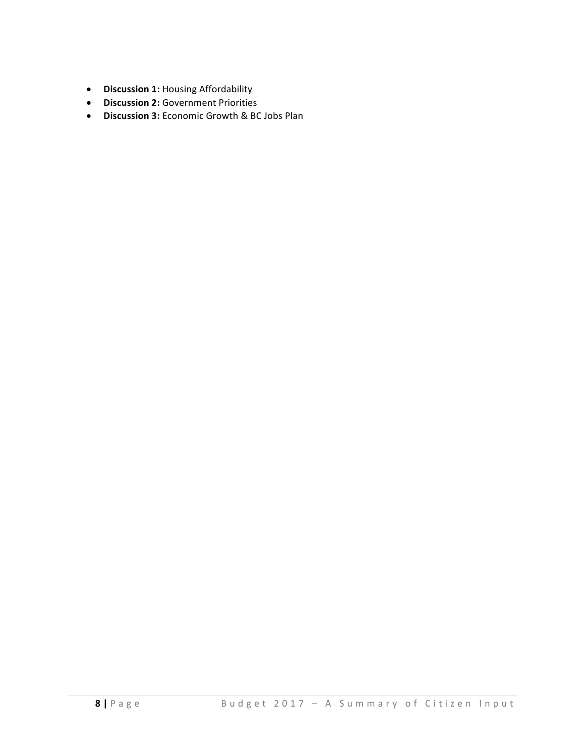- **Discussion 1:** Housing Affordability
- **Discussion 2:** Government Priorities
- **Discussion 3:** Economic Growth & BC Jobs Plan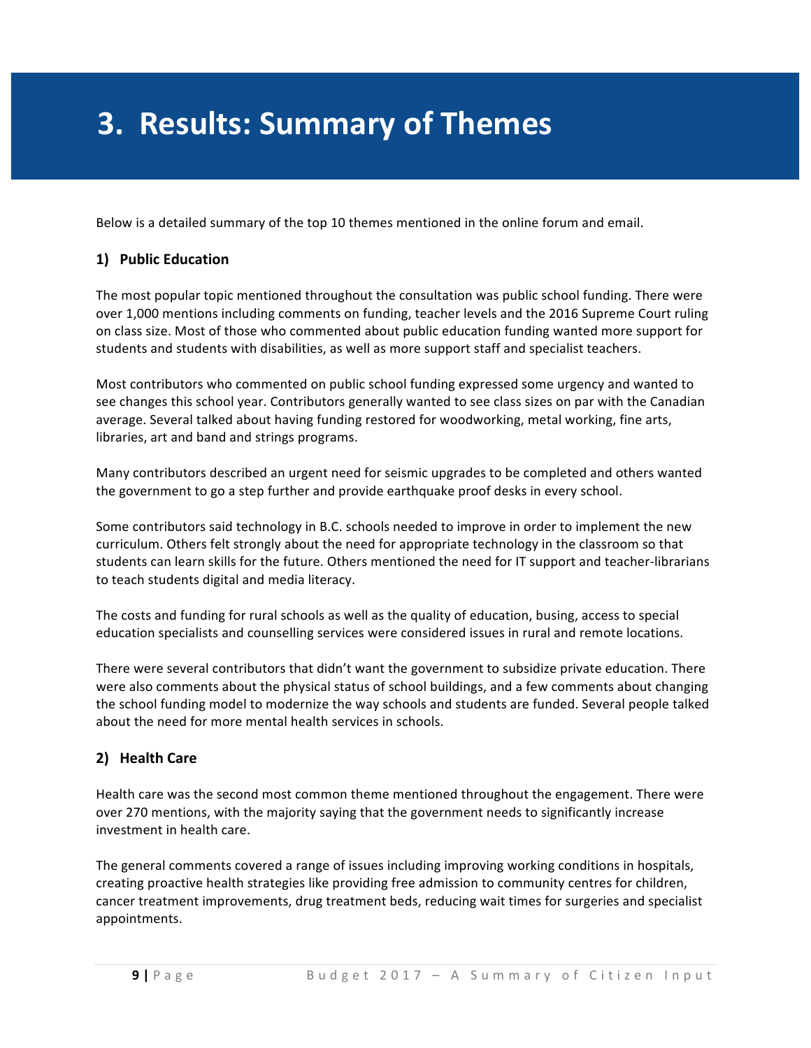# 3. Results: Summary of Themes

Below is a detailed summary of the top 10 themes mentioned in the online forum and email.

### 1) Public Education

The most popular topic mentioned throughout the consultation was public school funding. There were over 1,000 mentions including comments on funding, teacher levels and the 2016 Supreme Court ruling on class size. Most of those who commented about public education funding wanted more support for students and students with disabilities, as well as more support staff and specialist teachers.

Most contributors who commented on public school funding expressed some urgency and wanted to see changes this school year. Contributors generally wanted to see class sizes on par with the Canadian average. Several talked about having funding restored for woodworking, metal working, fine arts, libraries, art and band and strings programs.

Many contributors described an urgent need for seismic upgrades to be completed and others wanted the government to go a step further and provide earthquake proof desks in every school.

Some contributors said technology in B.C. schools needed to improve in order to implement the new curriculum. Others felt strongly about the need for appropriate technology in the classroom so that students can learn skills for the future. Others mentioned the need for IT support and teacher-librarians to teach students digital and media literacy.

The costs and funding for rural schools as well as the quality of education, busing, access to special education specialists and counselling services were considered issues in rural and remote locations.

There were several contributors that didn't want the government to subsidize private education. There were also comments about the physical status of school buildings, and a few comments about changing the school funding model to modernize the way schools and students are funded. Several people talked about the need for more mental health services in schools.

### 2) Health Care

Health care was the second most common theme mentioned throughout the engagement. There were over 270 mentions, with the majority saying that the government needs to significantly increase investment in health care.

The general comments covered a range of issues including improving working conditions in hospitals, creating proactive health strategies like providing free admission to community centres for children, cancer treatment improvements, drug treatment beds, reducing wait times for surgeries and specialist appointments.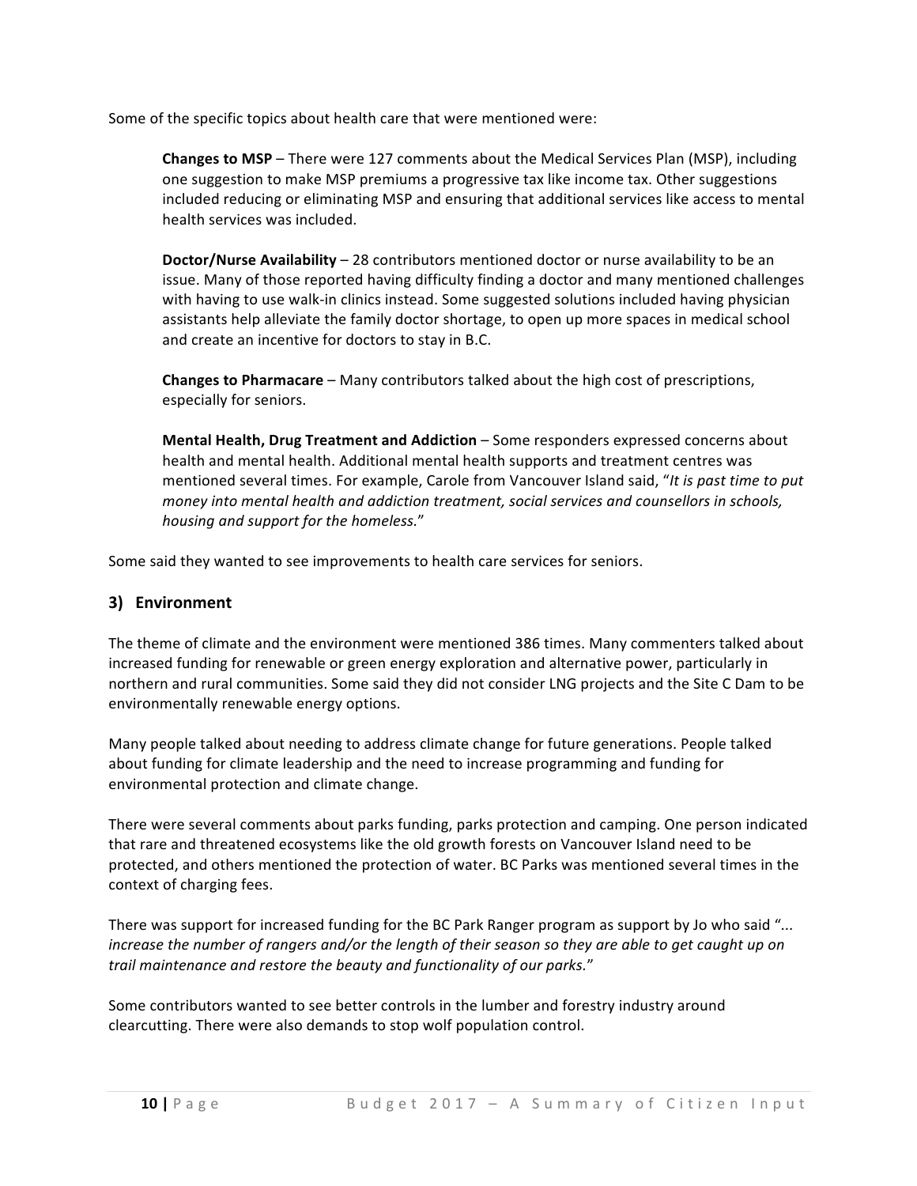Some of the specific topics about health care that were mentioned were:

**Changes to MSP** – There were 127 comments about the Medical Services Plan (MSP), including one suggestion to make MSP premiums a progressive tax like income tax. Other suggestions included reducing or eliminating MSP and ensuring that additional services like access to mental health services was included.

**Doctor/Nurse Availability** – 28 contributors mentioned doctor or nurse availability to be an issue. Many of those reported having difficulty finding a doctor and many mentioned challenges with having to use walk-in clinics instead. Some suggested solutions included having physician assistants help alleviate the family doctor shortage, to open up more spaces in medical school and create an incentive for doctors to stay in B.C.

**Changes to Pharmacare** – Many contributors talked about the high cost of prescriptions, especially for seniors.

**Mental Health, Drug Treatment and Addiction** – Some responders expressed concerns about health and mental health. Additional mental health supports and treatment centres was mentioned several times. For example, Carole from Vancouver Island said, "*It is past time to put money into mental health and addiction treatment, social services and counsellors in schools, housing and support for the homeless.*"

Some said they wanted to see improvements to health care services for seniors.

## 3) Environment

The theme of climate and the environment were mentioned 386 times. Many commenters talked about increased funding for renewable or green energy exploration and alternative power, particularly in northern and rural communities. Some said they did not consider LNG projects and the Site C Dam to be environmentally renewable energy options.

Many people talked about needing to address climate change for future generations. People talked about funding for climate leadership and the need to increase programming and funding for environmental protection and climate change.

There were several comments about parks funding, parks protection and camping. One person indicated that rare and threatened ecosystems like the old growth forests on Vancouver Island need to be protected, and others mentioned the protection of water. BC Parks was mentioned several times in the context of charging fees.

There was support for increased funding for the BC Park Ranger program as support by Jo who said "*... increase the number of rangers and/or the length of their season so they are able to get caught up on trail maintenance and restore the beauty and functionality of our parks.*"

Some contributors wanted to see better controls in the lumber and forestry industry around clearcutting. There were also demands to stop wolf population control.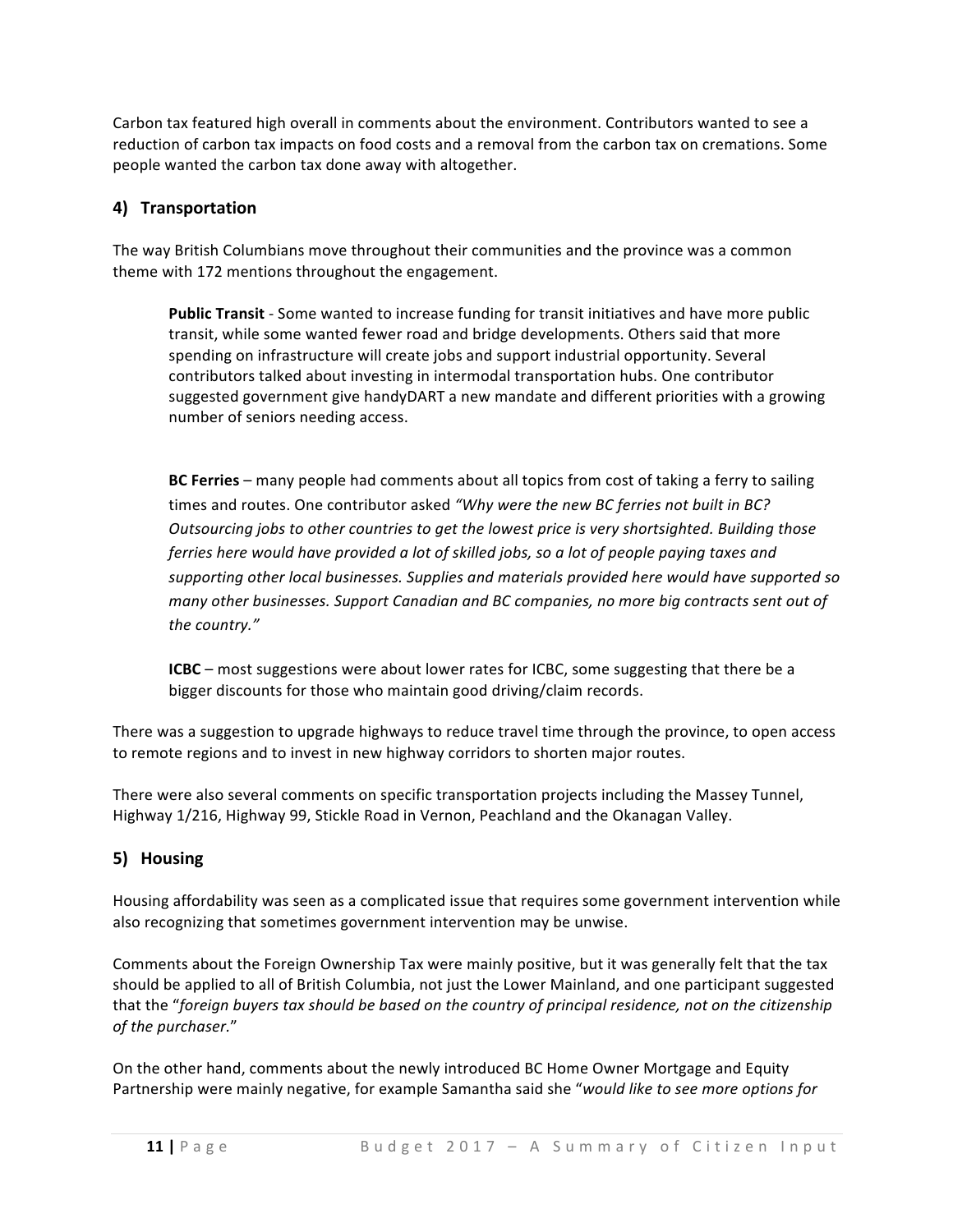Carbon tax featured high overall in comments about the environment. Contributors wanted to see a reduction of carbon tax impacts on food costs and a removal from the carbon tax on cremations. Some people wanted the carbon tax done away with altogether.

## 4) Transportation

The way British Columbians move throughout their communities and the province was a common theme with 172 mentions throughout the engagement.

> **Public Transit** - Some wanted to increase funding for transit initiatives and have more public transit, while some wanted fewer road and bridge developments. Others said that more spending on infrastructure will create jobs and support industrial opportunity. Several contributors talked about investing in intermodal transportation hubs. One contributor suggested government give handyDART a new mandate and different priorities with a growing number of seniors needing access.
>
> **BC Ferries** – many people had comments about all topics from cost of taking a ferry to sailing times and routes. One contributor asked *"Why were the new BC ferries not built in BC? Outsourcing jobs to other countries to get the lowest price is very shortsighted. Building those ferries here would have provided a lot of skilled jobs, so a lot of people paying taxes and supporting other local businesses. Supplies and materials provided here would have supported so many other businesses. Support Canadian and BC companies, no more big contracts sent out of the country."*
>
> **ICBC** – most suggestions were about lower rates for ICBC, some suggesting that there be a bigger discounts for those who maintain good driving/claim records.

There was a suggestion to upgrade highways to reduce travel time through the province, to open access to remote regions and to invest in new highway corridors to shorten major routes.

There were also several comments on specific transportation projects including the Massey Tunnel, Highway 1/216, Highway 99, Stickle Road in Vernon, Peachland and the Okanagan Valley.

## 5) Housing

Housing affordability was seen as a complicated issue that requires some government intervention while also recognizing that sometimes government intervention may be unwise.

Comments about the Foreign Ownership Tax were mainly positive, but it was generally felt that the tax should be applied to all of British Columbia, not just the Lower Mainland, and one participant suggested that the "*foreign buyers tax should be based on the country of principal residence, not on the citizenship of the purchaser.*"

On the other hand, comments about the newly introduced BC Home Owner Mortgage and Equity Partnership were mainly negative, for example Samantha said she "*would like to see more options for*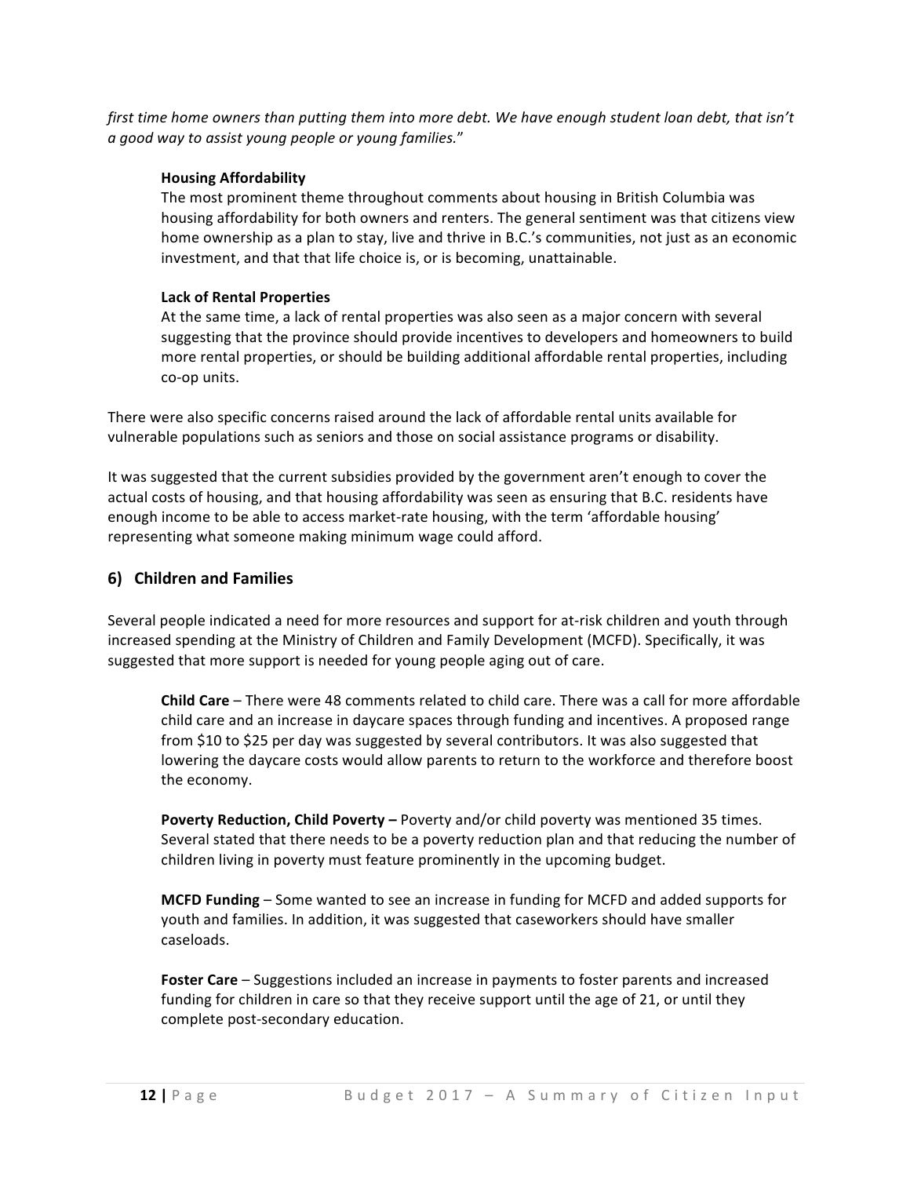*first time home owners than putting them into more debt. We have enough student loan debt, that isn't a good way to assist young people or young families.*"

**Housing Affordability**

The most prominent theme throughout comments about housing in British Columbia was housing affordability for both owners and renters. The general sentiment was that citizens view home ownership as a plan to stay, live and thrive in B.C.'s communities, not just as an economic investment, and that that life choice is, or is becoming, unattainable.

**Lack of Rental Properties**

At the same time, a lack of rental properties was also seen as a major concern with several suggesting that the province should provide incentives to developers and homeowners to build more rental properties, or should be building additional affordable rental properties, including co-op units.

There were also specific concerns raised around the lack of affordable rental units available for vulnerable populations such as seniors and those on social assistance programs or disability.

It was suggested that the current subsidies provided by the government aren't enough to cover the actual costs of housing, and that housing affordability was seen as ensuring that B.C. residents have enough income to be able to access market-rate housing, with the term 'affordable housing' representing what someone making minimum wage could afford.

## 6) Children and Families

Several people indicated a need for more resources and support for at-risk children and youth through increased spending at the Ministry of Children and Family Development (MCFD). Specifically, it was suggested that more support is needed for young people aging out of care.

**Child Care** – There were 48 comments related to child care. There was a call for more affordable child care and an increase in daycare spaces through funding and incentives. A proposed range from $10 to $25 per day was suggested by several contributors. It was also suggested that lowering the daycare costs would allow parents to return to the workforce and therefore boost the economy.

**Poverty Reduction, Child Poverty –** Poverty and/or child poverty was mentioned 35 times. Several stated that there needs to be a poverty reduction plan and that reducing the number of children living in poverty must feature prominently in the upcoming budget.

**MCFD Funding** – Some wanted to see an increase in funding for MCFD and added supports for youth and families. In addition, it was suggested that caseworkers should have smaller caseloads.

**Foster Care** – Suggestions included an increase in payments to foster parents and increased funding for children in care so that they receive support until the age of 21, or until they complete post-secondary education.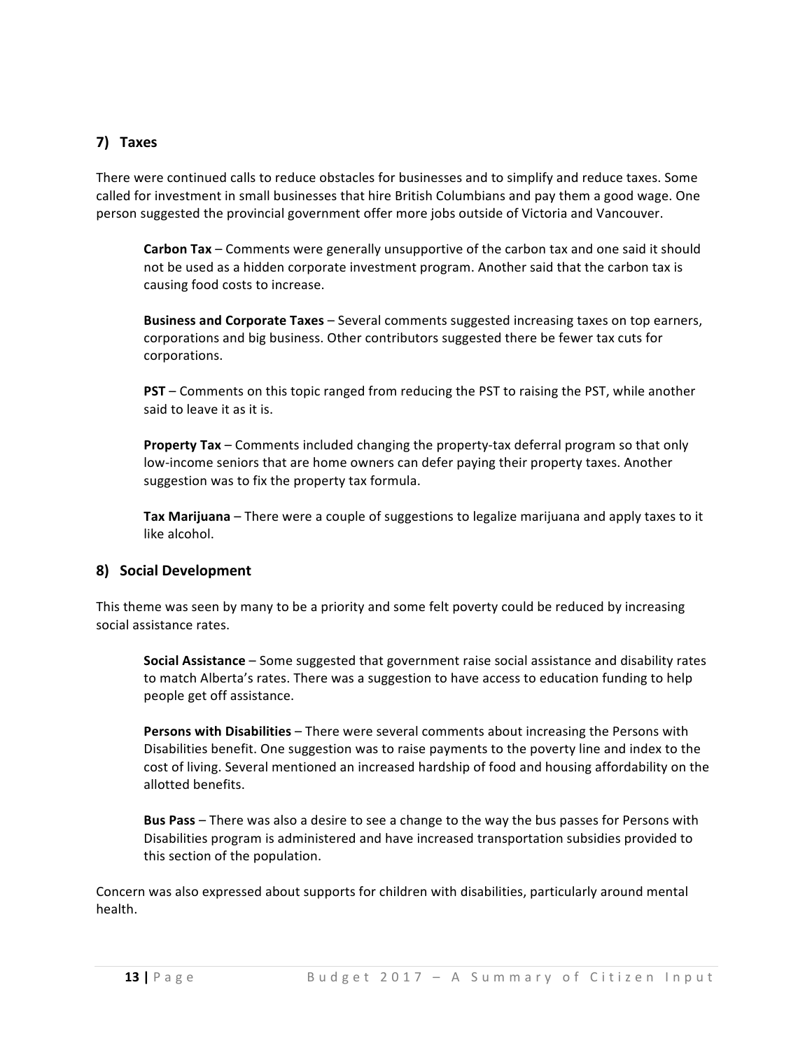## 7) Taxes

There were continued calls to reduce obstacles for businesses and to simplify and reduce taxes. Some called for investment in small businesses that hire British Columbians and pay them a good wage. One person suggested the provincial government offer more jobs outside of Victoria and Vancouver.

**Carbon Tax** – Comments were generally unsupportive of the carbon tax and one said it should not be used as a hidden corporate investment program. Another said that the carbon tax is causing food costs to increase.

**Business and Corporate Taxes** – Several comments suggested increasing taxes on top earners, corporations and big business. Other contributors suggested there be fewer tax cuts for corporations.

**PST** – Comments on this topic ranged from reducing the PST to raising the PST, while another said to leave it as it is.

**Property Tax** – Comments included changing the property-tax deferral program so that only low-income seniors that are home owners can defer paying their property taxes. Another suggestion was to fix the property tax formula.

**Tax Marijuana** – There were a couple of suggestions to legalize marijuana and apply taxes to it like alcohol.

## 8) Social Development

This theme was seen by many to be a priority and some felt poverty could be reduced by increasing social assistance rates.

**Social Assistance** – Some suggested that government raise social assistance and disability rates to match Alberta's rates. There was a suggestion to have access to education funding to help people get off assistance.

**Persons with Disabilities** – There were several comments about increasing the Persons with Disabilities benefit. One suggestion was to raise payments to the poverty line and index to the cost of living. Several mentioned an increased hardship of food and housing affordability on the allotted benefits.

**Bus Pass** – There was also a desire to see a change to the way the bus passes for Persons with Disabilities program is administered and have increased transportation subsidies provided to this section of the population.

Concern was also expressed about supports for children with disabilities, particularly around mental health.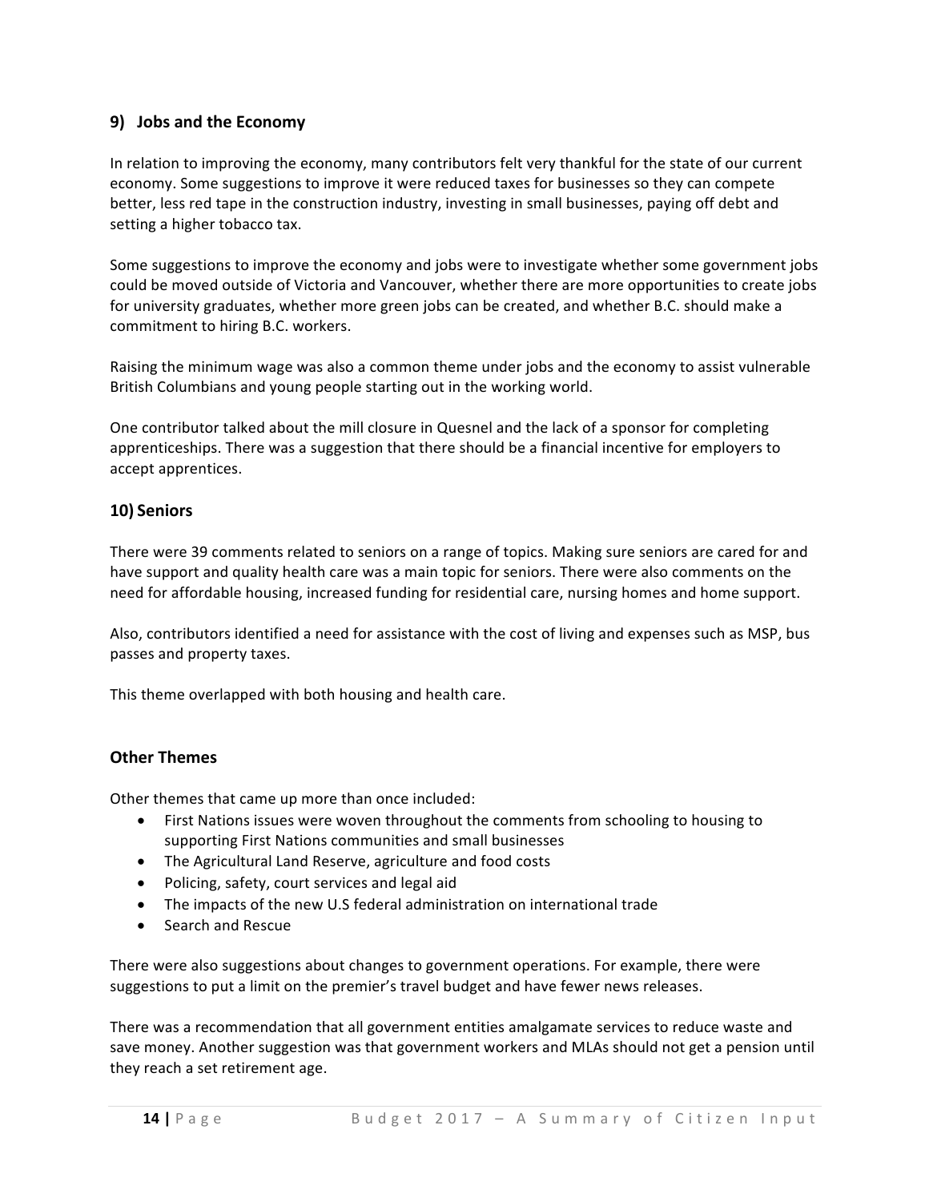## 9) Jobs and the Economy

In relation to improving the economy, many contributors felt very thankful for the state of our current economy. Some suggestions to improve it were reduced taxes for businesses so they can compete better, less red tape in the construction industry, investing in small businesses, paying off debt and setting a higher tobacco tax.

Some suggestions to improve the economy and jobs were to investigate whether some government jobs could be moved outside of Victoria and Vancouver, whether there are more opportunities to create jobs for university graduates, whether more green jobs can be created, and whether B.C. should make a commitment to hiring B.C. workers.

Raising the minimum wage was also a common theme under jobs and the economy to assist vulnerable British Columbians and young people starting out in the working world.

One contributor talked about the mill closure in Quesnel and the lack of a sponsor for completing apprenticeships. There was a suggestion that there should be a financial incentive for employers to accept apprentices.

## 10) Seniors

There were 39 comments related to seniors on a range of topics. Making sure seniors are cared for and have support and quality health care was a main topic for seniors. There were also comments on the need for affordable housing, increased funding for residential care, nursing homes and home support.

Also, contributors identified a need for assistance with the cost of living and expenses such as MSP, bus passes and property taxes.

This theme overlapped with both housing and health care.

## Other Themes

Other themes that came up more than once included:

- First Nations issues were woven throughout the comments from schooling to housing to supporting First Nations communities and small businesses
- The Agricultural Land Reserve, agriculture and food costs
- Policing, safety, court services and legal aid
- The impacts of the new U.S federal administration on international trade
- Search and Rescue

There were also suggestions about changes to government operations. For example, there were suggestions to put a limit on the premier's travel budget and have fewer news releases.

There was a recommendation that all government entities amalgamate services to reduce waste and save money. Another suggestion was that government workers and MLAs should not get a pension until they reach a set retirement age.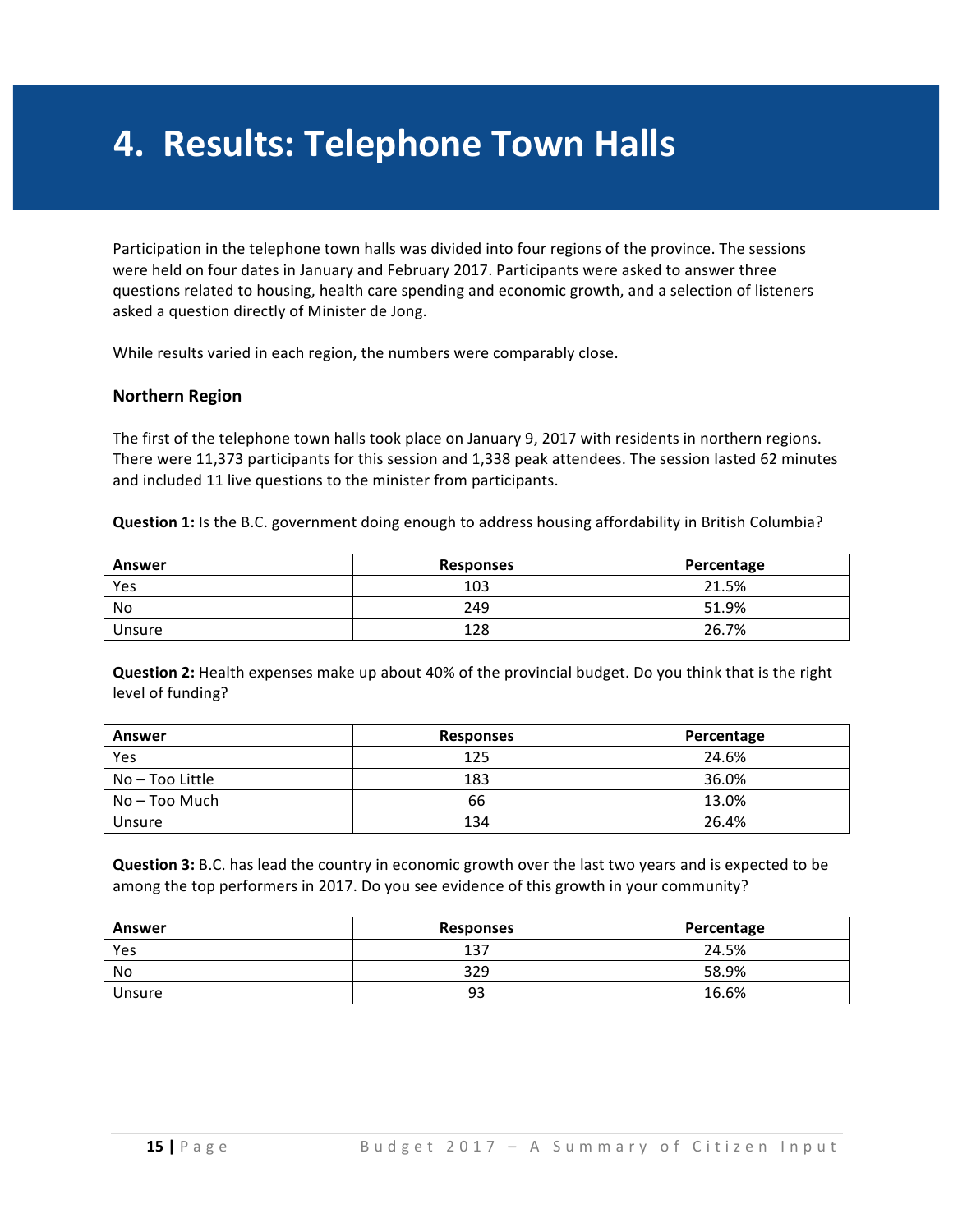# 4. Results: Telephone Town Halls

Participation in the telephone town halls was divided into four regions of the province. The sessions were held on four dates in January and February 2017. Participants were asked to answer three questions related to housing, health care spending and economic growth, and a selection of listeners asked a question directly of Minister de Jong.

While results varied in each region, the numbers were comparably close.

### Northern Region

The first of the telephone town halls took place on January 9, 2017 with residents in northern regions. There were 11,373 participants for this session and 1,338 peak attendees. The session lasted 62 minutes and included 11 live questions to the minister from participants.

**Question 1:** Is the B.C. government doing enough to address housing affordability in British Columbia?

| Answer | Responses | Percentage |
|---|---|---|
| Yes | 103 | 21.5% |
| No | 249 | 51.9% |
| Unsure | 128 | 26.7% |

**Question 2:** Health expenses make up about 40% of the provincial budget. Do you think that is the right level of funding?

| Answer | Responses | Percentage |
|---|---|---|
| Yes | 125 | 24.6% |
| No – Too Little | 183 | 36.0% |
| No – Too Much | 66 | 13.0% |
| Unsure | 134 | 26.4% |

**Question 3:** B.C. has lead the country in economic growth over the last two years and is expected to be among the top performers in 2017. Do you see evidence of this growth in your community?

| Answer | Responses | Percentage |
|---|---|---|
| Yes | 137 | 24.5% |
| No | 329 | 58.9% |
| Unsure | 93 | 16.6% |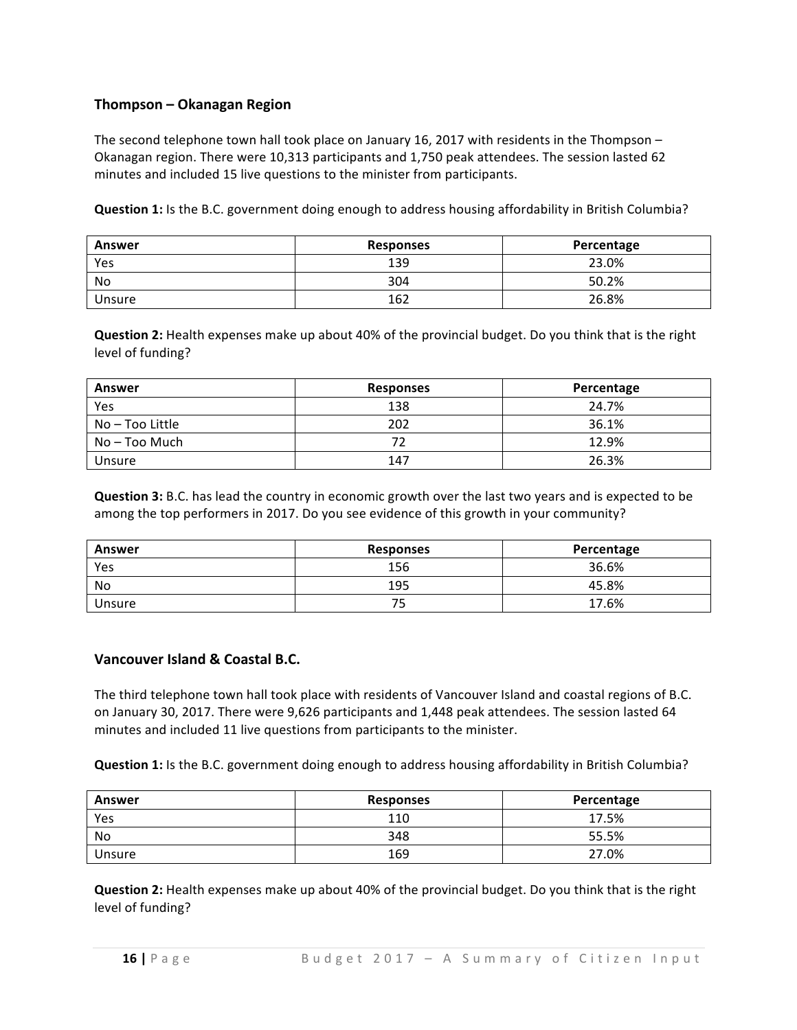### Thompson – Okanagan Region

The second telephone town hall took place on January 16, 2017 with residents in the Thompson – Okanagan region. There were 10,313 participants and 1,750 peak attendees. The session lasted 62 minutes and included 15 live questions to the minister from participants.

**Question 1:** Is the B.C. government doing enough to address housing affordability in British Columbia?

| Answer | Responses | Percentage |
|---|---|---|
| Yes | 139 | 23.0% |
| No | 304 | 50.2% |
| Unsure | 162 | 26.8% |

**Question 2:** Health expenses make up about 40% of the provincial budget. Do you think that is the right level of funding?

| Answer | Responses | Percentage |
|---|---|---|
| Yes | 138 | 24.7% |
| No – Too Little | 202 | 36.1% |
| No – Too Much | 72 | 12.9% |
| Unsure | 147 | 26.3% |

**Question 3:** B.C. has lead the country in economic growth over the last two years and is expected to be among the top performers in 2017. Do you see evidence of this growth in your community?

| Answer | Responses | Percentage |
|---|---|---|
| Yes | 156 | 36.6% |
| No | 195 | 45.8% |
| Unsure | 75 | 17.6% |

### Vancouver Island & Coastal B.C.

The third telephone town hall took place with residents of Vancouver Island and coastal regions of B.C. on January 30, 2017. There were 9,626 participants and 1,448 peak attendees. The session lasted 64 minutes and included 11 live questions from participants to the minister.

**Question 1:** Is the B.C. government doing enough to address housing affordability in British Columbia?

| Answer | Responses | Percentage |
|---|---|---|
| Yes | 110 | 17.5% |
| No | 348 | 55.5% |
| Unsure | 169 | 27.0% |

**Question 2:** Health expenses make up about 40% of the provincial budget. Do you think that is the right level of funding?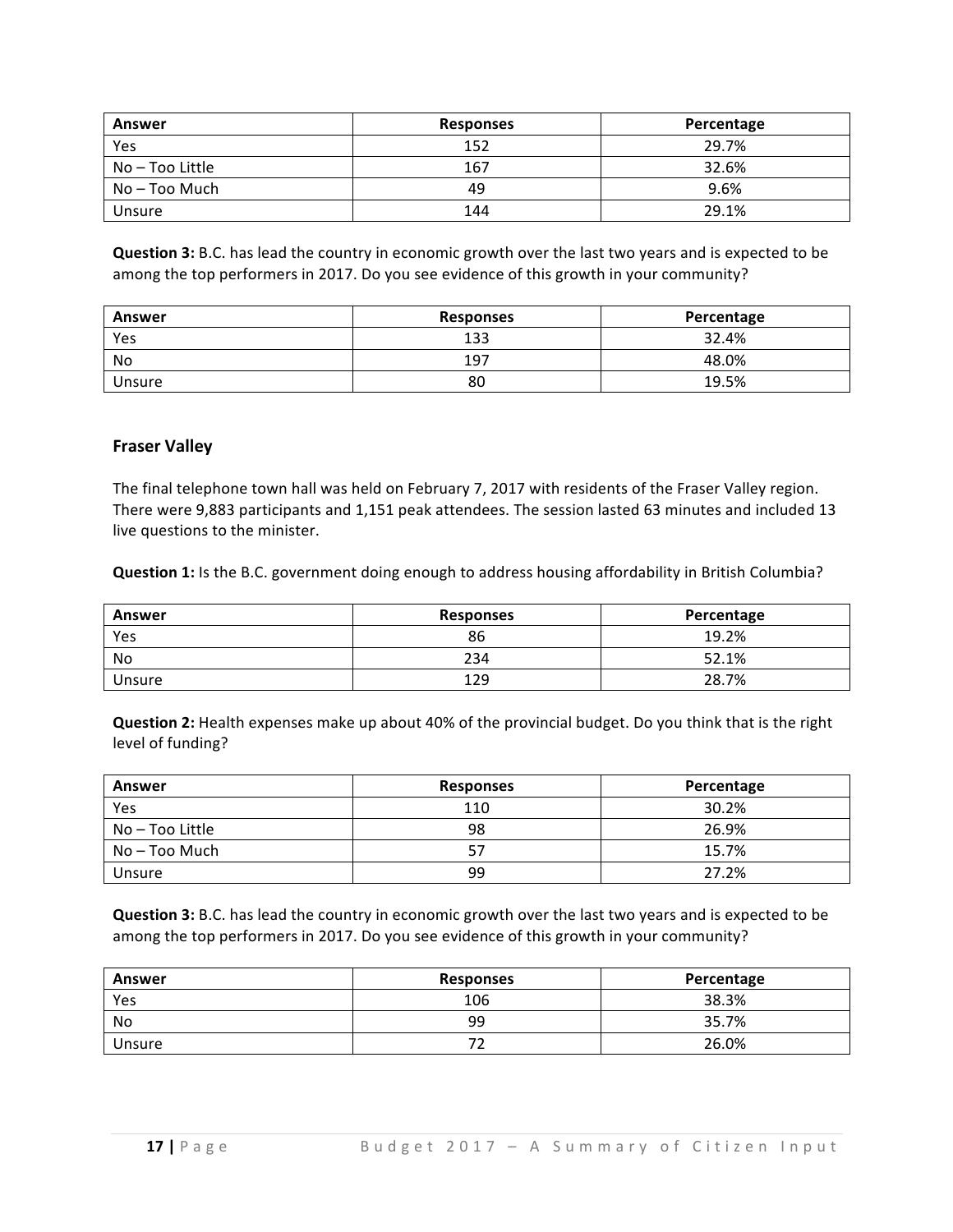| Answer | Responses | Percentage |
|---|---|---|
| Yes | 152 | 29.7% |
| No – Too Little | 167 | 32.6% |
| No – Too Much | 49 | 9.6% |
| Unsure | 144 | 29.1% |

**Question 3:** B.C. has lead the country in economic growth over the last two years and is expected to be among the top performers in 2017. Do you see evidence of this growth in your community?

| Answer | Responses | Percentage |
|---|---|---|
| Yes | 133 | 32.4% |
| No | 197 | 48.0% |
| Unsure | 80 | 19.5% |

### Fraser Valley

The final telephone town hall was held on February 7, 2017 with residents of the Fraser Valley region. There were 9,883 participants and 1,151 peak attendees. The session lasted 63 minutes and included 13 live questions to the minister.

**Question 1:** Is the B.C. government doing enough to address housing affordability in British Columbia?

| Answer | Responses | Percentage |
|---|---|---|
| Yes | 86 | 19.2% |
| No | 234 | 52.1% |
| Unsure | 129 | 28.7% |

**Question 2:** Health expenses make up about 40% of the provincial budget. Do you think that is the right level of funding?

| Answer | Responses | Percentage |
|---|---|---|
| Yes | 110 | 30.2% |
| No – Too Little | 98 | 26.9% |
| No – Too Much | 57 | 15.7% |
| Unsure | 99 | 27.2% |

**Question 3:** B.C. has lead the country in economic growth over the last two years and is expected to be among the top performers in 2017. Do you see evidence of this growth in your community?

| Answer | Responses | Percentage |
|---|---|---|
| Yes | 106 | 38.3% |
| No | 99 | 35.7% |
| Unsure | 72 | 26.0% |